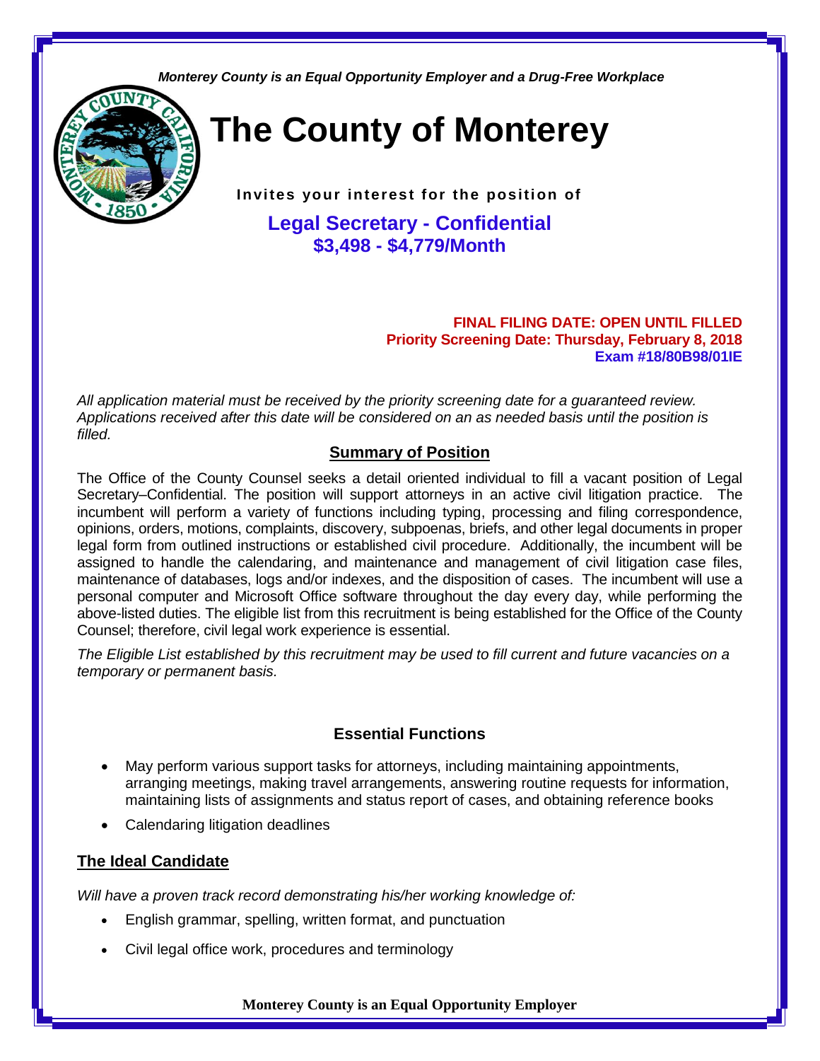*Monterey County is an Equal Opportunity Employer and a Drug-Free Workplace*

# The County of Monterey

**Invites your interest for the position of**

## Legal Secretary - Confidential
**$3,498 - $4,779/Month**

**FINAL FILING DATE: OPEN UNTIL FILLED**
**Priority Screening Date: Thursday, February 8, 2018**
**Exam #18/80B98/01IE**

*All application material must be received by the priority screening date for a guaranteed review. Applications received after this date will be considered on an as needed basis until the position is filled.*

## Summary of Position

The Office of the County Counsel seeks a detail oriented individual to fill a vacant position of Legal Secretary–Confidential. The position will support attorneys in an active civil litigation practice. The incumbent will perform a variety of functions including typing, processing and filing correspondence, opinions, orders, motions, complaints, discovery, subpoenas, briefs, and other legal documents in proper legal form from outlined instructions or established civil procedure. Additionally, the incumbent will be assigned to handle the calendaring, and maintenance and management of civil litigation case files, maintenance of databases, logs and/or indexes, and the disposition of cases. The incumbent will use a personal computer and Microsoft Office software throughout the day every day, while performing the above-listed duties. The eligible list from this recruitment is being established for the Office of the County Counsel; therefore, civil legal work experience is essential.

*The Eligible List established by this recruitment may be used to fill current and future vacancies on a temporary or permanent basis.*

## Essential Functions

- May perform various support tasks for attorneys, including maintaining appointments, arranging meetings, making travel arrangements, answering routine requests for information, maintaining lists of assignments and status report of cases, and obtaining reference books
- Calendaring litigation deadlines

## The Ideal Candidate

*Will have a proven track record demonstrating his/her working knowledge of:*

- English grammar, spelling, written format, and punctuation
- Civil legal office work, procedures and terminology

**Monterey County is an Equal Opportunity Employer**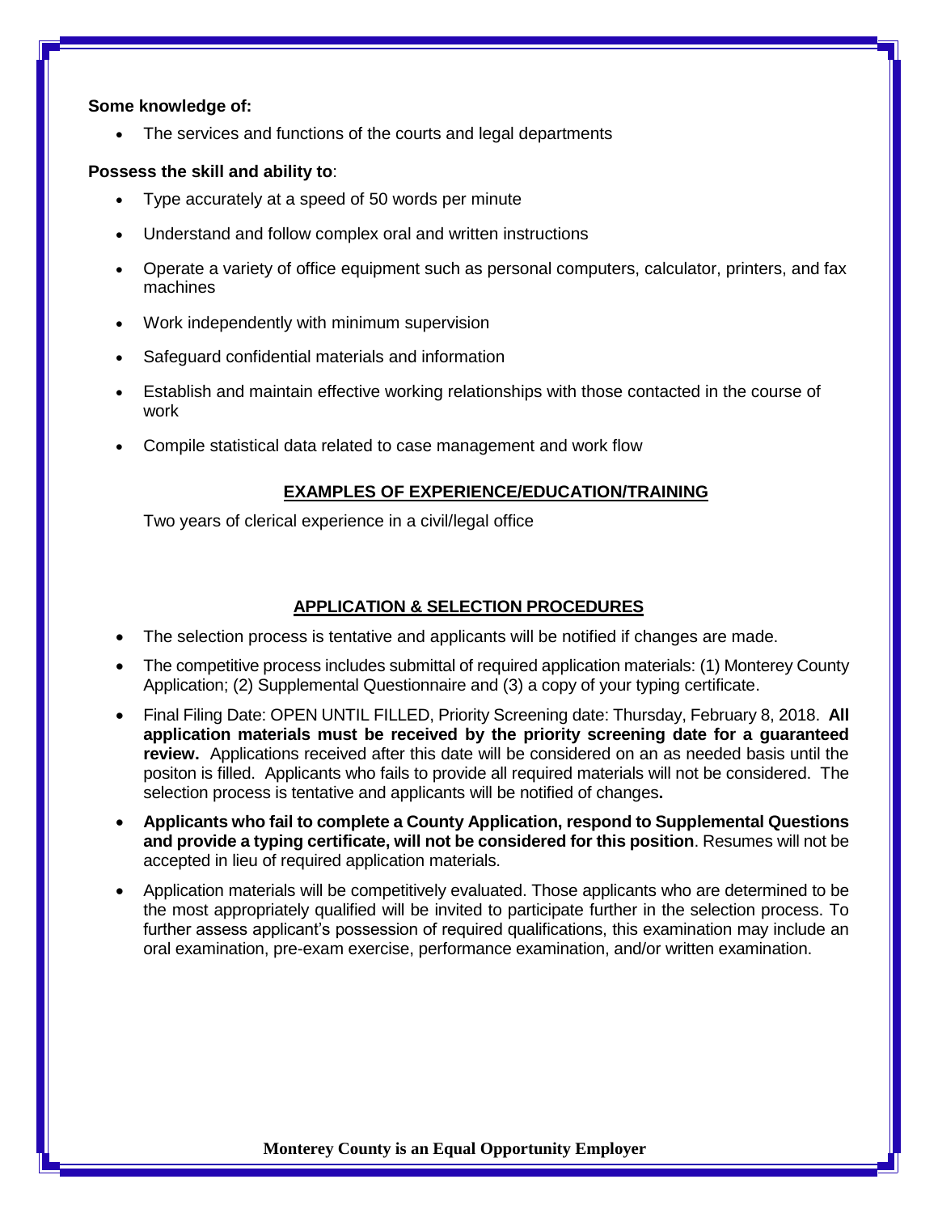**Some knowledge of:**

- The services and functions of the courts and legal departments

**Possess the skill and ability to**:

- Type accurately at a speed of 50 words per minute
- Understand and follow complex oral and written instructions
- Operate a variety of office equipment such as personal computers, calculator, printers, and fax machines
- Work independently with minimum supervision
- Safeguard confidential materials and information
- Establish and maintain effective working relationships with those contacted in the course of work
- Compile statistical data related to case management and work flow

## EXAMPLES OF EXPERIENCE/EDUCATION/TRAINING

Two years of clerical experience in a civil/legal office

## APPLICATION & SELECTION PROCEDURES

- The selection process is tentative and applicants will be notified if changes are made.
- The competitive process includes submittal of required application materials: (1) Monterey County Application; (2) Supplemental Questionnaire and (3) a copy of your typing certificate.
- Final Filing Date: OPEN UNTIL FILLED, Priority Screening date: Thursday, February 8, 2018. **All application materials must be received by the priority screening date for a guaranteed review.** Applications received after this date will be considered on an as needed basis until the positon is filled. Applicants who fails to provide all required materials will not be considered. The selection process is tentative and applicants will be notified of changes**.**
- **Applicants who fail to complete a County Application, respond to Supplemental Questions and provide a typing certificate, will not be considered for this position**. Resumes will not be accepted in lieu of required application materials.
- Application materials will be competitively evaluated. Those applicants who are determined to be the most appropriately qualified will be invited to participate further in the selection process. To further assess applicant's possession of required qualifications, this examination may include an oral examination, pre-exam exercise, performance examination, and/or written examination.

**Monterey County is an Equal Opportunity Employer**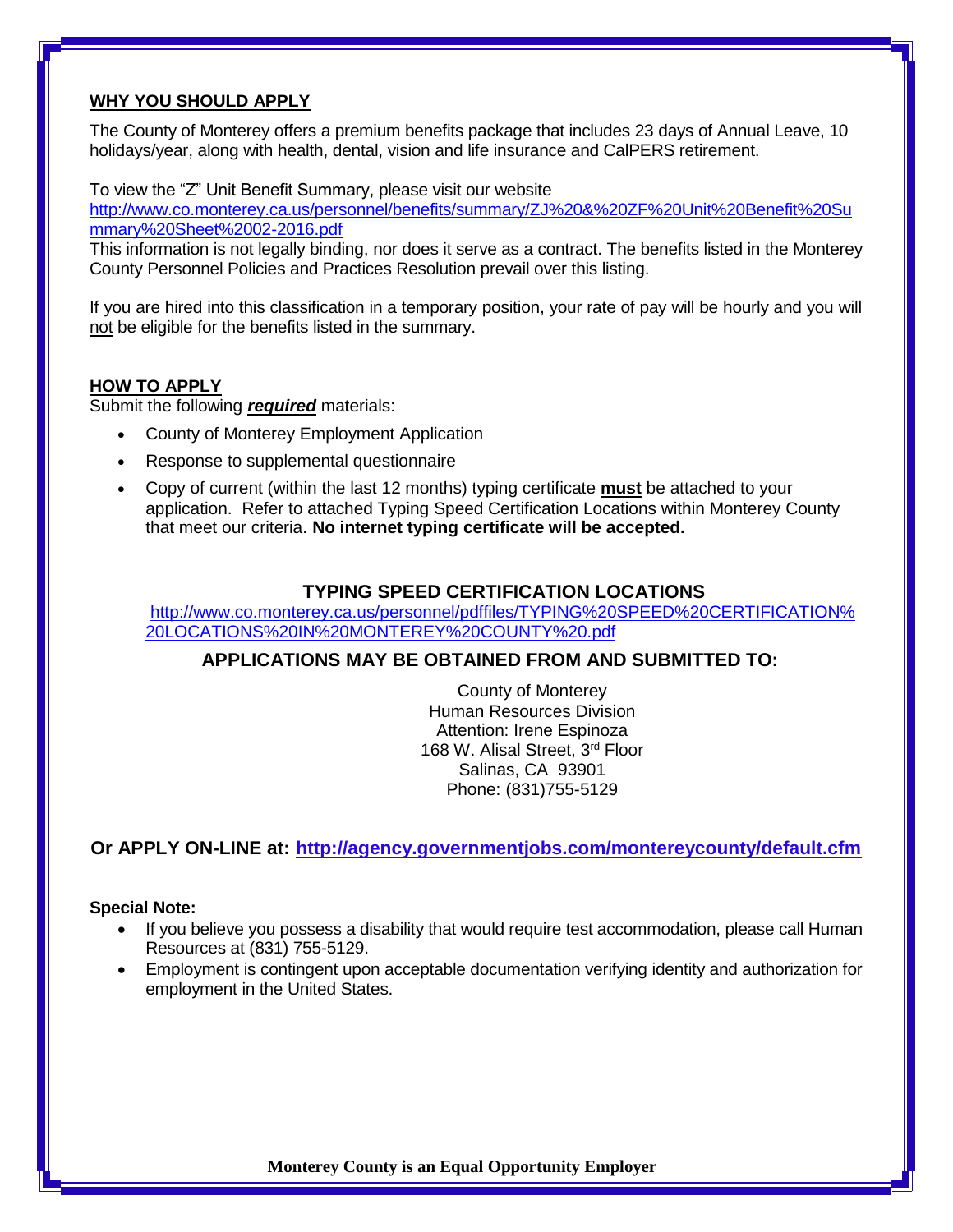## WHY YOU SHOULD APPLY

The County of Monterey offers a premium benefits package that includes 23 days of Annual Leave, 10 holidays/year, along with health, dental, vision and life insurance and CalPERS retirement.

To view the "Z" Unit Benefit Summary, please visit our website
http://www.co.monterey.ca.us/personnel/benefits/summary/ZJ%20&%20ZF%20Unit%20Benefit%20Summary%20Sheet%2002-2016.pdf
This information is not legally binding, nor does it serve as a contract. The benefits listed in the Monterey County Personnel Policies and Practices Resolution prevail over this listing.

If you are hired into this classification in a temporary position, your rate of pay will be hourly and you will not be eligible for the benefits listed in the summary.

## HOW TO APPLY

Submit the following ***required*** materials:

- County of Monterey Employment Application
- Response to supplemental questionnaire
- Copy of current (within the last 12 months) typing certificate **must** be attached to your application. Refer to attached Typing Speed Certification Locations within Monterey County that meet our criteria. **No internet typing certificate will be accepted.**

### TYPING SPEED CERTIFICATION LOCATIONS

http://www.co.monterey.ca.us/personnel/pdffiles/TYPING%20SPEED%20CERTIFICATION%20LOCATIONS%20IN%20MONTEREY%20COUNTY%20.pdf

### APPLICATIONS MAY BE OBTAINED FROM AND SUBMITTED TO:

County of Monterey
Human Resources Division
Attention: Irene Espinoza
168 W. Alisal Street, 3rd Floor
Salinas, CA 93901
Phone: (831)755-5129

**Or APPLY ON-LINE at: http://agency.governmentjobs.com/montereycounty/default.cfm**

**Special Note:**

- If you believe you possess a disability that would require test accommodation, please call Human Resources at (831) 755-5129.
- Employment is contingent upon acceptable documentation verifying identity and authorization for employment in the United States.

**Monterey County is an Equal Opportunity Employer**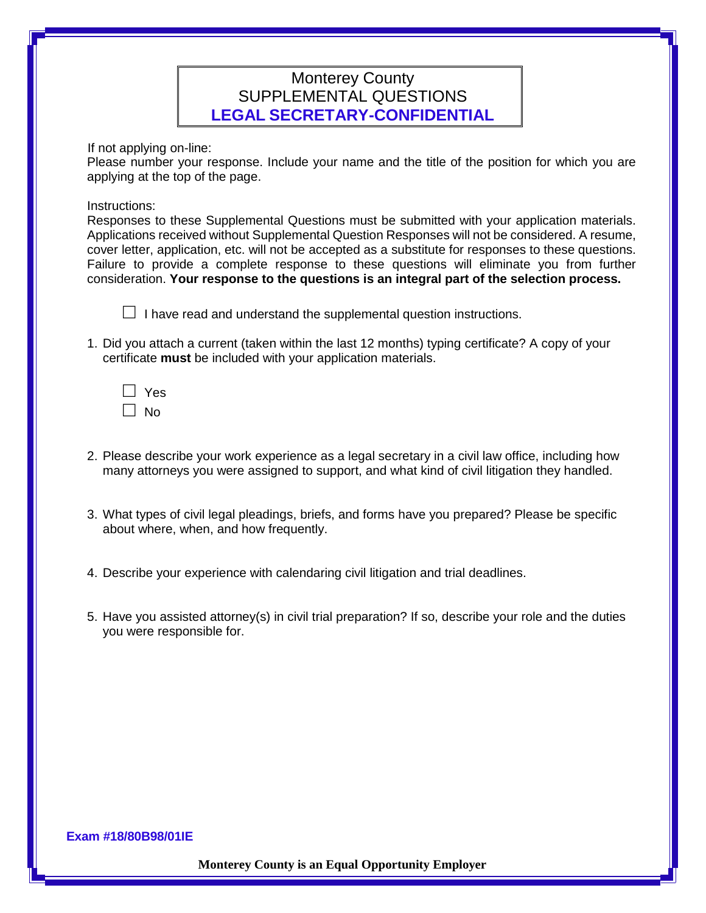# Monterey County
## SUPPLEMENTAL QUESTIONS
## LEGAL SECRETARY-CONFIDENTIAL

If not applying on-line:
Please number your response. Include your name and the title of the position for which you are applying at the top of the page.

Instructions:
Responses to these Supplemental Questions must be submitted with your application materials. Applications received without Supplemental Question Responses will not be considered. A resume, cover letter, application, etc. will not be accepted as a substitute for responses to these questions. Failure to provide a complete response to these questions will eliminate you from further consideration. **Your response to the questions is an integral part of the selection process.**

☐ I have read and understand the supplemental question instructions.

1. Did you attach a current (taken within the last 12 months) typing certificate? A copy of your certificate **must** be included with your application materials.

   ☐ Yes
   ☐ No

2. Please describe your work experience as a legal secretary in a civil law office, including how many attorneys you were assigned to support, and what kind of civil litigation they handled.

3. What types of civil legal pleadings, briefs, and forms have you prepared? Please be specific about where, when, and how frequently.

4. Describe your experience with calendaring civil litigation and trial deadlines.

5. Have you assisted attorney(s) in civil trial preparation? If so, describe your role and the duties you were responsible for.

**Exam #18/80B98/01IE**

**Monterey County is an Equal Opportunity Employer**